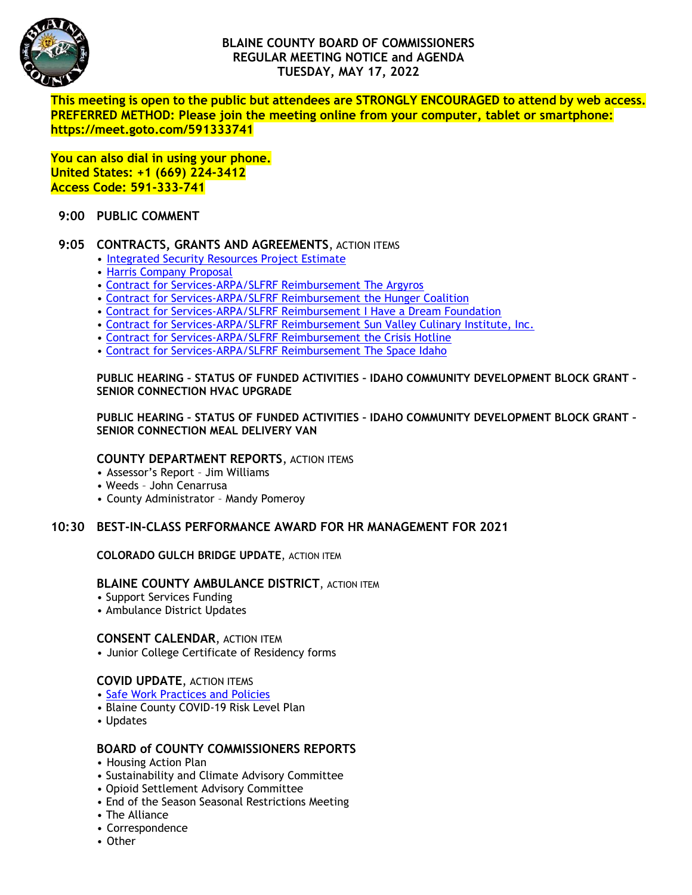# BLAINE COUNTY BOARD OF COMMISSIONERS
## REGULAR MEETING NOTICE and AGENDA
## TUESDAY, MAY 17, 2022

**This meeting is open to the public but attendees are STRONGLY ENCOURAGED to attend by web access.**
**PREFERRED METHOD: Please join the meeting online from your computer, tablet or smartphone:**
**https://meet.goto.com/591333741**

**You can also dial in using your phone.**
**United States: +1 (669) 224-3412**
**Access Code: 591-333-741**

**9:00 PUBLIC COMMENT**

**9:05 CONTRACTS, GRANTS AND AGREEMENTS**, ACTION ITEMS
- Integrated Security Resources Project Estimate
- Harris Company Proposal
- Contract for Services-ARPA/SLFRF Reimbursement The Argyros
- Contract for Services-ARPA/SLFRF Reimbursement the Hunger Coalition
- Contract for Services-ARPA/SLFRF Reimbursement I Have a Dream Foundation
- Contract for Services-ARPA/SLFRF Reimbursement Sun Valley Culinary Institute, Inc.
- Contract for Services-ARPA/SLFRF Reimbursement the Crisis Hotline
- Contract for Services-ARPA/SLFRF Reimbursement The Space Idaho

**PUBLIC HEARING – STATUS OF FUNDED ACTIVITIES – IDAHO COMMUNITY DEVELOPMENT BLOCK GRANT – SENIOR CONNECTION HVAC UPGRADE**

**PUBLIC HEARING – STATUS OF FUNDED ACTIVITIES – IDAHO COMMUNITY DEVELOPMENT BLOCK GRANT – SENIOR CONNECTION MEAL DELIVERY VAN**

**COUNTY DEPARTMENT REPORTS**, ACTION ITEMS
- Assessor's Report – Jim Williams
- Weeds – John Cenarrusa
- County Administrator – Mandy Pomeroy

**10:30 BEST-IN-CLASS PERFORMANCE AWARD FOR HR MANAGEMENT FOR 2021**

**COLORADO GULCH BRIDGE UPDATE**, ACTION ITEM

**BLAINE COUNTY AMBULANCE DISTRICT**, ACTION ITEM
- Support Services Funding
- Ambulance District Updates

**CONSENT CALENDAR**, ACTION ITEM
- Junior College Certificate of Residency forms

**COVID UPDATE**, ACTION ITEMS
- Safe Work Practices and Policies
- Blaine County COVID-19 Risk Level Plan
- Updates

**BOARD of COUNTY COMMISSIONERS REPORTS**
- Housing Action Plan
- Sustainability and Climate Advisory Committee
- Opioid Settlement Advisory Committee
- End of the Season Seasonal Restrictions Meeting
- The Alliance
- Correspondence
- Other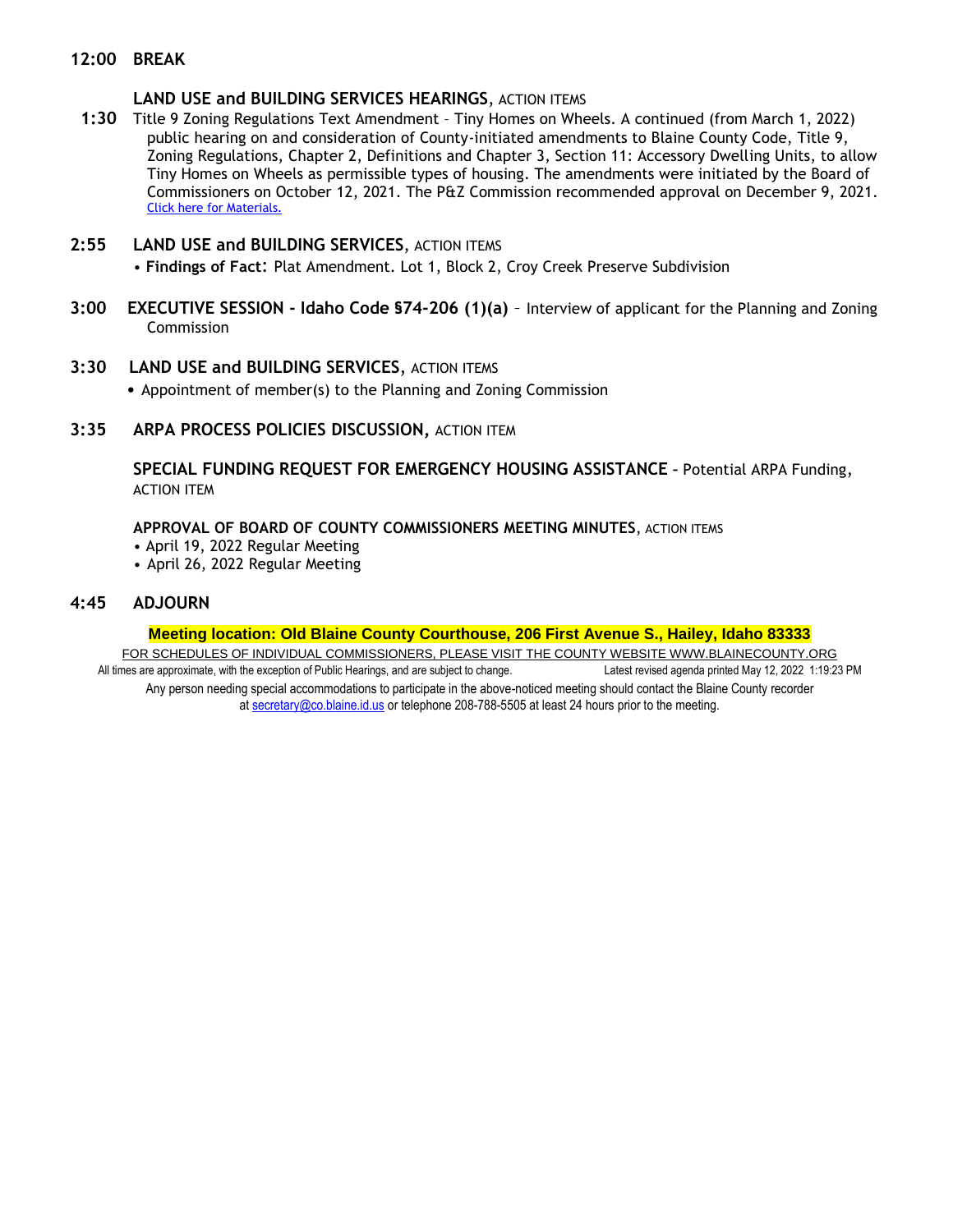**12:00 BREAK**

**LAND USE and BUILDING SERVICES HEARINGS**, ACTION ITEMS

**1:30** Title 9 Zoning Regulations Text Amendment – Tiny Homes on Wheels. A continued (from March 1, 2022) public hearing on and consideration of County-initiated amendments to Blaine County Code, Title 9, Zoning Regulations, Chapter 2, Definitions and Chapter 3, Section 11: Accessory Dwelling Units, to allow Tiny Homes on Wheels as permissible types of housing. The amendments were initiated by the Board of Commissioners on October 12, 2021. The P&Z Commission recommended approval on December 9, 2021. Click here for Materials.

**2:55 LAND USE and BUILDING SERVICES**, ACTION ITEMS

- **Findings of Fact**: Plat Amendment. Lot 1, Block 2, Croy Creek Preserve Subdivision

**3:00 EXECUTIVE SESSION - Idaho Code §74-206 (1)(a)** – Interview of applicant for the Planning and Zoning Commission

**3:30 LAND USE and BUILDING SERVICES**, ACTION ITEMS

- Appointment of member(s) to the Planning and Zoning Commission

**3:35 ARPA PROCESS POLICIES DISCUSSION**, ACTION ITEM

**SPECIAL FUNDING REQUEST FOR EMERGENCY HOUSING ASSISTANCE** – Potential ARPA Funding, ACTION ITEM

**APPROVAL OF BOARD OF COUNTY COMMISSIONERS MEETING MINUTES**, ACTION ITEMS

- April 19, 2022 Regular Meeting
- April 26, 2022 Regular Meeting

**4:45 ADJOURN**

**Meeting location: Old Blaine County Courthouse, 206 First Avenue S., Hailey, Idaho 83333**

FOR SCHEDULES OF INDIVIDUAL COMMISSIONERS, PLEASE VISIT THE COUNTY WEBSITE WWW.BLAINECOUNTY.ORG

All times are approximate, with the exception of Public Hearings, and are subject to change. Latest revised agenda printed May 12, 2022 1:19:23 PM

Any person needing special accommodations to participate in the above-noticed meeting should contact the Blaine County recorder at secretary@co.blaine.id.us or telephone 208-788-5505 at least 24 hours prior to the meeting.